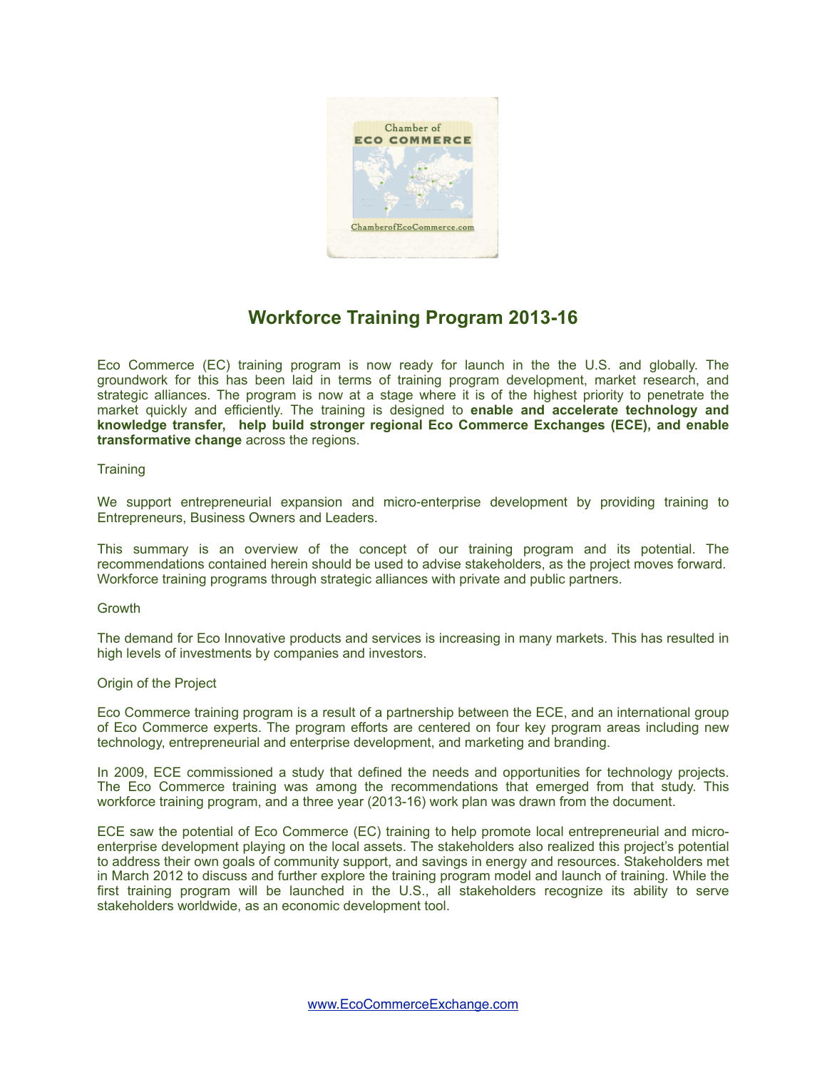# Workforce Training Program 2013-16

Eco Commerce (EC) training program is now ready for launch in the the U.S. and globally. The groundwork for this has been laid in terms of training program development, market research, and strategic alliances. The program is now at a stage where it is of the highest priority to penetrate the market quickly and efficiently. The training is designed to **enable and accelerate technology and knowledge transfer, help build stronger regional Eco Commerce Exchanges (ECE), and enable transformative change** across the regions.

## Training

We support entrepreneurial expansion and micro-enterprise development by providing training to Entrepreneurs, Business Owners and Leaders.

This summary is an overview of the concept of our training program and its potential. The recommendations contained herein should be used to advise stakeholders, as the project moves forward. Workforce training programs through strategic alliances with private and public partners.

## Growth

The demand for Eco Innovative products and services is increasing in many markets. This has resulted in high levels of investments by companies and investors.

## Origin of the Project

Eco Commerce training program is a result of a partnership between the ECE, and an international group of Eco Commerce experts. The program efforts are centered on four key program areas including new technology, entrepreneurial and enterprise development, and marketing and branding.

In 2009, ECE commissioned a study that defined the needs and opportunities for technology projects. The Eco Commerce training was among the recommendations that emerged from that study. This workforce training program, and a three year (2013-16) work plan was drawn from the document.

ECE saw the potential of Eco Commerce (EC) training to help promote local entrepreneurial and micro-enterprise development playing on the local assets. The stakeholders also realized this project's potential to address their own goals of community support, and savings in energy and resources. Stakeholders met in March 2012 to discuss and further explore the training program model and launch of training. While the first training program will be launched in the U.S., all stakeholders recognize its ability to serve stakeholders worldwide, as an economic development tool.

www.EcoCommerceExchange.com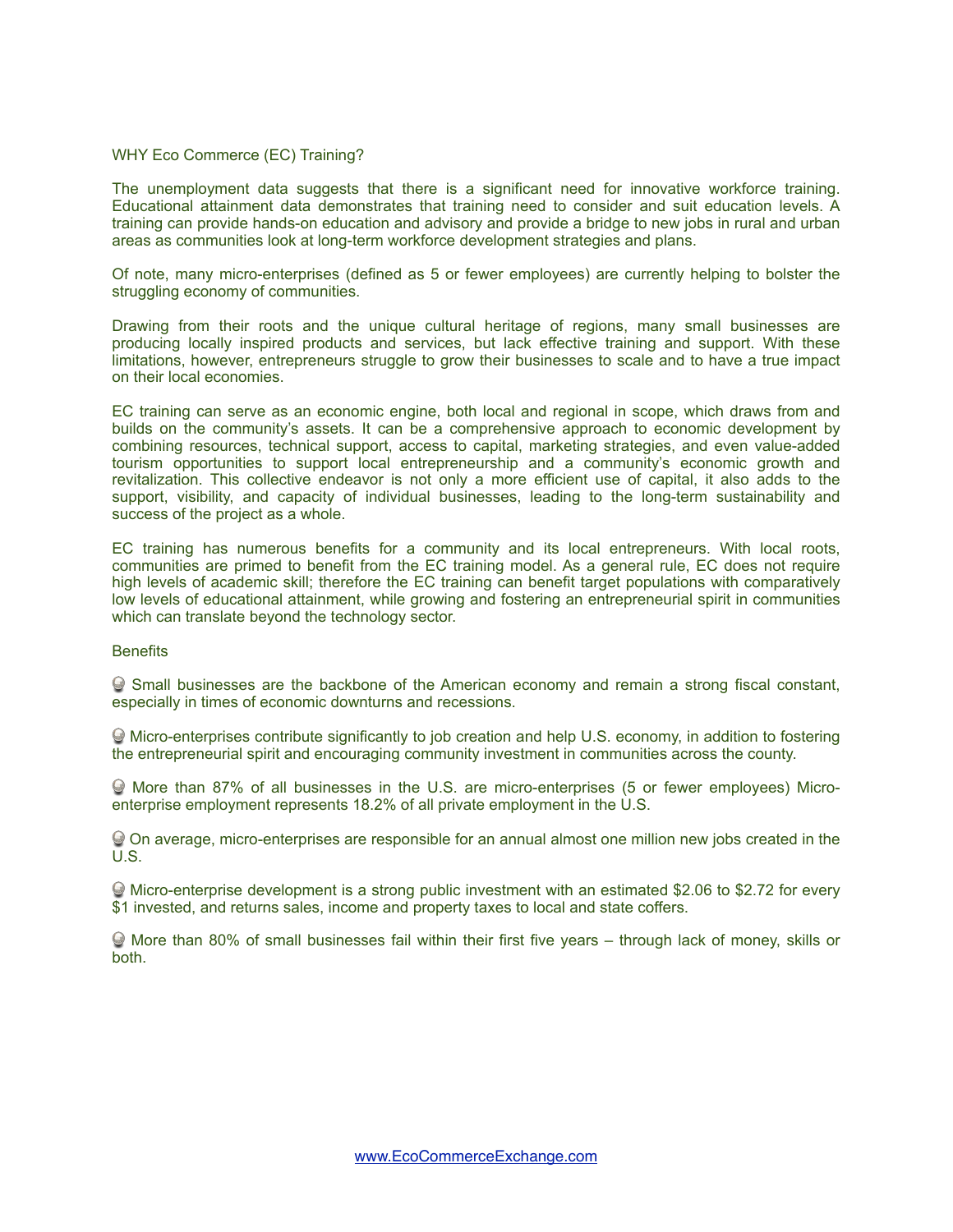## WHY Eco Commerce (EC) Training?

The unemployment data suggests that there is a significant need for innovative workforce training. Educational attainment data demonstrates that training need to consider and suit education levels. A training can provide hands-on education and advisory and provide a bridge to new jobs in rural and urban areas as communities look at long-term workforce development strategies and plans.

Of note, many micro-enterprises (defined as 5 or fewer employees) are currently helping to bolster the struggling economy of communities.

Drawing from their roots and the unique cultural heritage of regions, many small businesses are producing locally inspired products and services, but lack effective training and support. With these limitations, however, entrepreneurs struggle to grow their businesses to scale and to have a true impact on their local economies.

EC training can serve as an economic engine, both local and regional in scope, which draws from and builds on the community's assets. It can be a comprehensive approach to economic development by combining resources, technical support, access to capital, marketing strategies, and even value-added tourism opportunities to support local entrepreneurship and a community's economic growth and revitalization. This collective endeavor is not only a more efficient use of capital, it also adds to the support, visibility, and capacity of individual businesses, leading to the long-term sustainability and success of the project as a whole.

EC training has numerous benefits for a community and its local entrepreneurs. With local roots, communities are primed to benefit from the EC training model. As a general rule, EC does not require high levels of academic skill; therefore the EC training can benefit target populations with comparatively low levels of educational attainment, while growing and fostering an entrepreneurial spirit in communities which can translate beyond the technology sector.

### Benefits

- Small businesses are the backbone of the American economy and remain a strong fiscal constant, especially in times of economic downturns and recessions.

- Micro-enterprises contribute significantly to job creation and help U.S. economy, in addition to fostering the entrepreneurial spirit and encouraging community investment in communities across the county.

- More than 87% of all businesses in the U.S. are micro-enterprises (5 or fewer employees) Micro-enterprise employment represents 18.2% of all private employment in the U.S.

- On average, micro-enterprises are responsible for an annual almost one million new jobs created in the U.S.

- Micro-enterprise development is a strong public investment with an estimated $2.06 to $2.72 for every $1 invested, and returns sales, income and property taxes to local and state coffers.

- More than 80% of small businesses fail within their first five years – through lack of money, skills or both.

www.EcoCommerceExchange.com